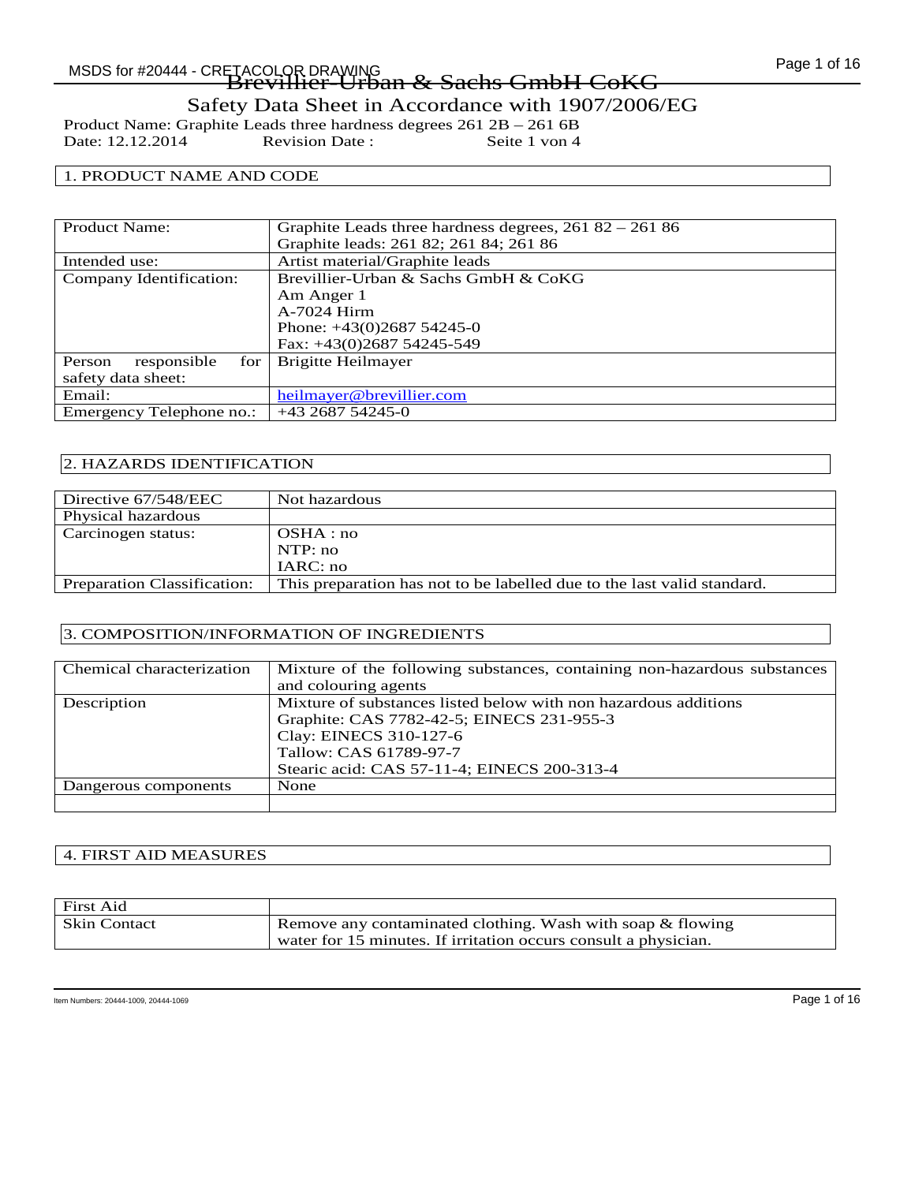# Brevillier-Urban & Sachs GmbH CoKG

## Safety Data Sheet in Accordance with 1907/2006/EG

Product Name: Graphite Leads three hardness degrees 261 2B – 261 6B
Date: 12.12.2014 Revision Date : Seite 1 von 4

### 1. PRODUCT NAME AND CODE

| | |
|---|---|
| Product Name: | Graphite Leads three hardness degrees, 261 82 – 261 86<br>Graphite leads: 261 82; 261 84; 261 86 |
| Intended use: | Artist material/Graphite leads |
| Company Identification: | Brevillier-Urban & Sachs GmbH & CoKG<br>Am Anger 1<br>A-7024 Hirm<br>Phone: +43(0)2687 54245-0<br>Fax: +43(0)2687 54245-549 |
| Person responsible for safety data sheet: | Brigitte Heilmayer |
| Email: | heilmayer@brevillier.com |
| Emergency Telephone no.: | +43 2687 54245-0 |

### 2. HAZARDS IDENTIFICATION

| | |
|---|---|
| Directive 67/548/EEC | Not hazardous |
| Physical hazardous | |
| Carcinogen status: | OSHA : no<br>NTP: no<br>IARC: no |
| Preparation Classification: | This preparation has not to be labelled due to the last valid standard. |

### 3. COMPOSITION/INFORMATION OF INGREDIENTS

| | |
|---|---|
| Chemical characterization | Mixture of the following substances, containing non-hazardous substances and colouring agents |
| Description | Mixture of substances listed below with non hazardous additions<br>Graphite: CAS 7782-42-5; EINECS 231-955-3<br>Clay: EINECS 310-127-6<br>Tallow: CAS 61789-97-7<br>Stearic acid: CAS 57-11-4; EINECS 200-313-4 |
| Dangerous components | None |
| | |

### 4. FIRST AID MEASURES

| | |
|---|---|
| First Aid | |
| Skin Contact | Remove any contaminated clothing. Wash with soap & flowing water for 15 minutes. If irritation occurs consult a physician. |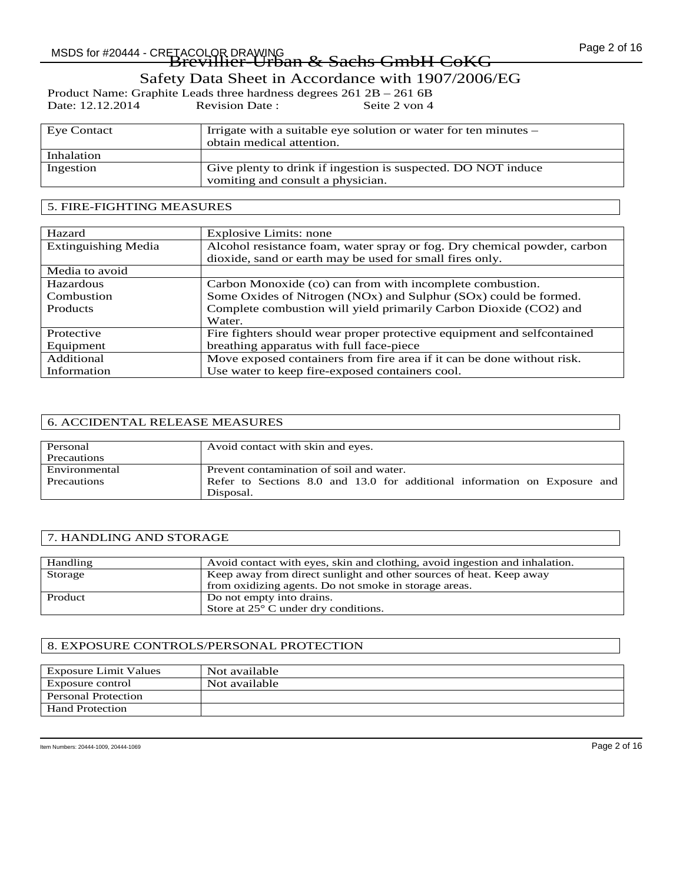Brevillier-Urban & Sachs GmbH CoKG

Safety Data Sheet in Accordance with 1907/2006/EG

Product Name: Graphite Leads three hardness degrees 261 2B – 261 6B
Date: 12.12.2014 Revision Date : Seite 2 von 4

| | |
|---|---|
| Eye Contact | Irrigate with a suitable eye solution or water for ten minutes – obtain medical attention. |
| Inhalation | |
| Ingestion | Give plenty to drink if ingestion is suspected. DO NOT induce vomiting and consult a physician. |

## 5. FIRE-FIGHTING MEASURES

| | |
|---|---|
| Hazard | Explosive Limits: none |
| Extinguishing Media | Alcohol resistance foam, water spray or fog. Dry chemical powder, carbon dioxide, sand or earth may be used for small fires only. |
| Media to avoid | |
| Hazardous Combustion Products | Carbon Monoxide (co) can from with incomplete combustion. Some Oxides of Nitrogen (NOx) and Sulphur (SOx) could be formed. Complete combustion will yield primarily Carbon Dioxide (CO2) and Water. |
| Protective Equipment | Fire fighters should wear proper protective equipment and selfcontained breathing apparatus with full face-piece |
| Additional Information | Move exposed containers from fire area if it can be done without risk. Use water to keep fire-exposed containers cool. |

## 6. ACCIDENTAL RELEASE MEASURES

| | |
|---|---|
| Personal Precautions | Avoid contact with skin and eyes. |
| Environmental Precautions | Prevent contamination of soil and water. Refer to Sections 8.0 and 13.0 for additional information on Exposure and Disposal. |

## 7. HANDLING AND STORAGE

| | |
|---|---|
| Handling | Avoid contact with eyes, skin and clothing, avoid ingestion and inhalation. |
| Storage | Keep away from direct sunlight and other sources of heat. Keep away from oxidizing agents. Do not smoke in storage areas. |
| Product | Do not empty into drains. Store at 25° C under dry conditions. |

## 8. EXPOSURE CONTROLS/PERSONAL PROTECTION

| | |
|---|---|
| Exposure Limit Values | Not available |
| Exposure control | Not available |
| Personal Protection | |
| Hand Protection | |

Item Numbers: 20444-1009, 20444-1069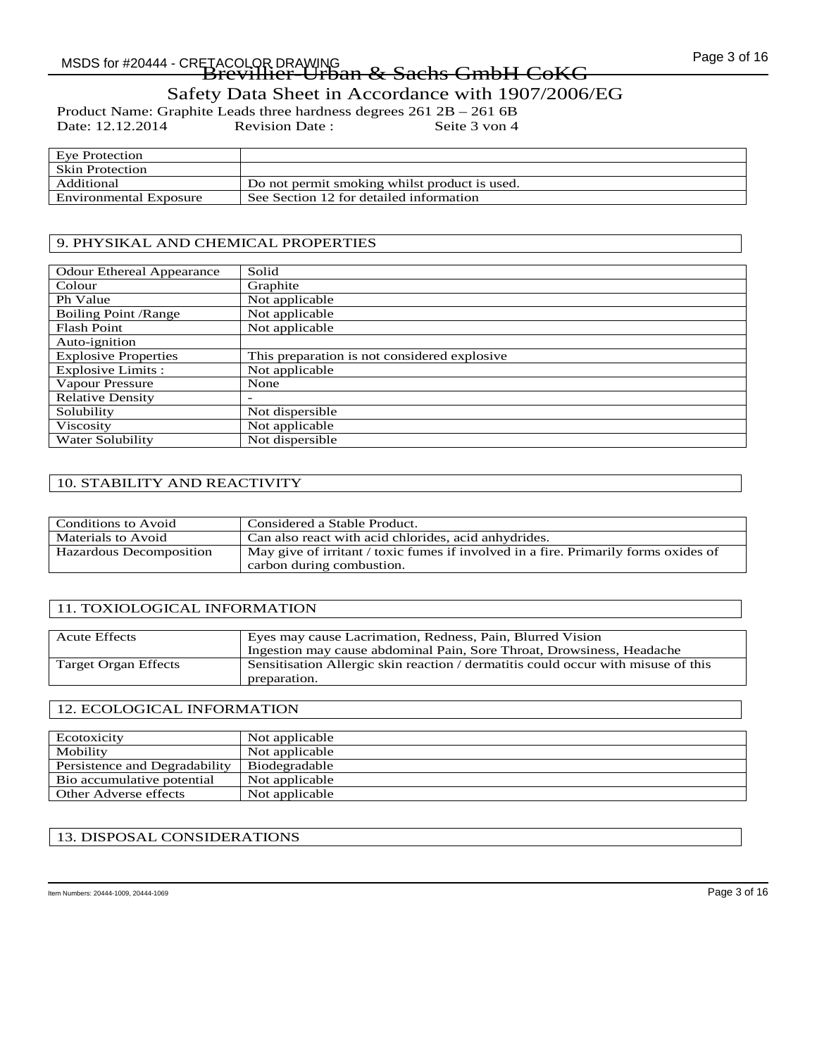Brevillier-Urban & Sachs GmbH CoKG

Safety Data Sheet in Accordance with 1907/2006/EG

Product Name: Graphite Leads three hardness degrees 261 2B – 261 6B
Date: 12.12.2014 Revision Date : Seite 3 von 4

| Eye Protection | |
|---|---|
| Skin Protection | |
| Additional | Do not permit smoking whilst product is used. |
| Environmental Exposure | See Section 12 for detailed information |

## 9. PHYSIKAL AND CHEMICAL PROPERTIES

| Odour Ethereal Appearance | Solid |
|---|---|
| Colour | Graphite |
| Ph Value | Not applicable |
| Boiling Point /Range | Not applicable |
| Flash Point | Not applicable |
| Auto-ignition | |
| Explosive Properties | This preparation is not considered explosive |
| Explosive Limits : | Not applicable |
| Vapour Pressure | None |
| Relative Density | - |
| Solubility | Not dispersible |
| Viscosity | Not applicable |
| Water Solubility | Not dispersible |

## 10. STABILITY AND REACTIVITY

| Conditions to Avoid | Considered a Stable Product. |
|---|---|
| Materials to Avoid | Can also react with acid chlorides, acid anhydrides. |
| Hazardous Decomposition | May give of irritant / toxic fumes if involved in a fire. Primarily forms oxides of carbon during combustion. |

## 11. TOXIOLOGICAL INFORMATION

| Acute Effects | Eyes may cause Lacrimation, Redness, Pain, Blurred Vision<br>Ingestion may cause abdominal Pain, Sore Throat, Drowsiness, Headache |
|---|---|
| Target Organ Effects | Sensitisation Allergic skin reaction / dermatitis could occur with misuse of this preparation. |

## 12. ECOLOGICAL INFORMATION

| Ecotoxicity | Not applicable |
|---|---|
| Mobility | Not applicable |
| Persistence and Degradability | Biodegradable |
| Bio accumulative potential | Not applicable |
| Other Adverse effects | Not applicable |

## 13. DISPOSAL CONSIDERATIONS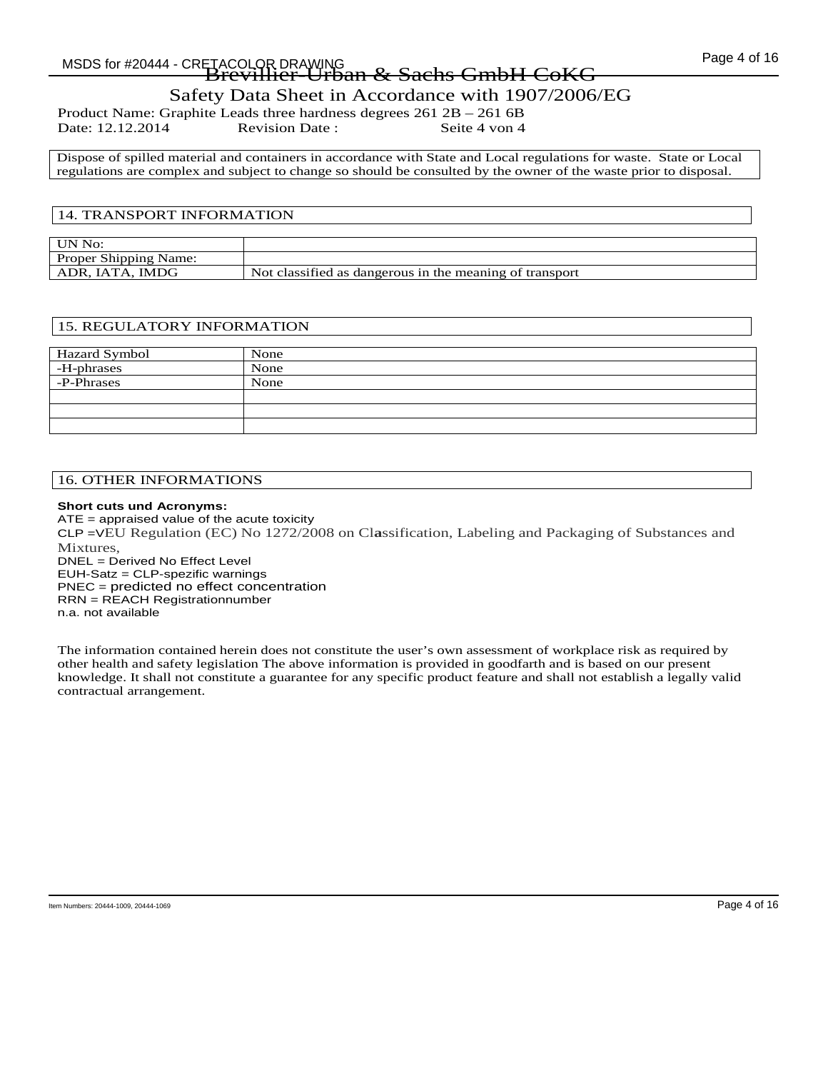Brevillier-Urban & Sachs GmbH CoKG

Safety Data Sheet in Accordance with 1907/2006/EG

Product Name: Graphite Leads three hardness degrees 261 2B – 261 6B
Date: 12.12.2014 Revision Date : Seite 4 von 4

Dispose of spilled material and containers in accordance with State and Local regulations for waste. State or Local regulations are complex and subject to change so should be consulted by the owner of the waste prior to disposal.

## 14. TRANSPORT INFORMATION

| UN No: | |
|---|---|
| Proper Shipping Name: | |
| ADR, IATA, IMDG | Not classified as dangerous in the meaning of transport |

## 15. REGULATORY INFORMATION

| Hazard Symbol | None |
|---|---|
| -H-phrases | None |
| -P-Phrases | None |
| | |
| | |
| | |

## 16. OTHER INFORMATIONS

**Short cuts und Acronyms:**
ATE = appraised value of the acute toxicity
CLP =VEU Regulation (EC) No 1272/2008 on Classification, Labeling and Packaging of Substances and Mixtures,
DNEL = Derived No Effect Level
EUH-Satz = CLP-spezific warnings
PNEC = predicted no effect concentration
RRN = REACH Registrationnumber
n.a. not available

The information contained herein does not constitute the user's own assessment of workplace risk as required by other health and safety legislation The above information is provided in goodfarth and is based on our present knowledge. It shall not constitute a guarantee for any specific product feature and shall not establish a legally valid contractual arrangement.

Item Numbers: 20444-1009, 20444-1069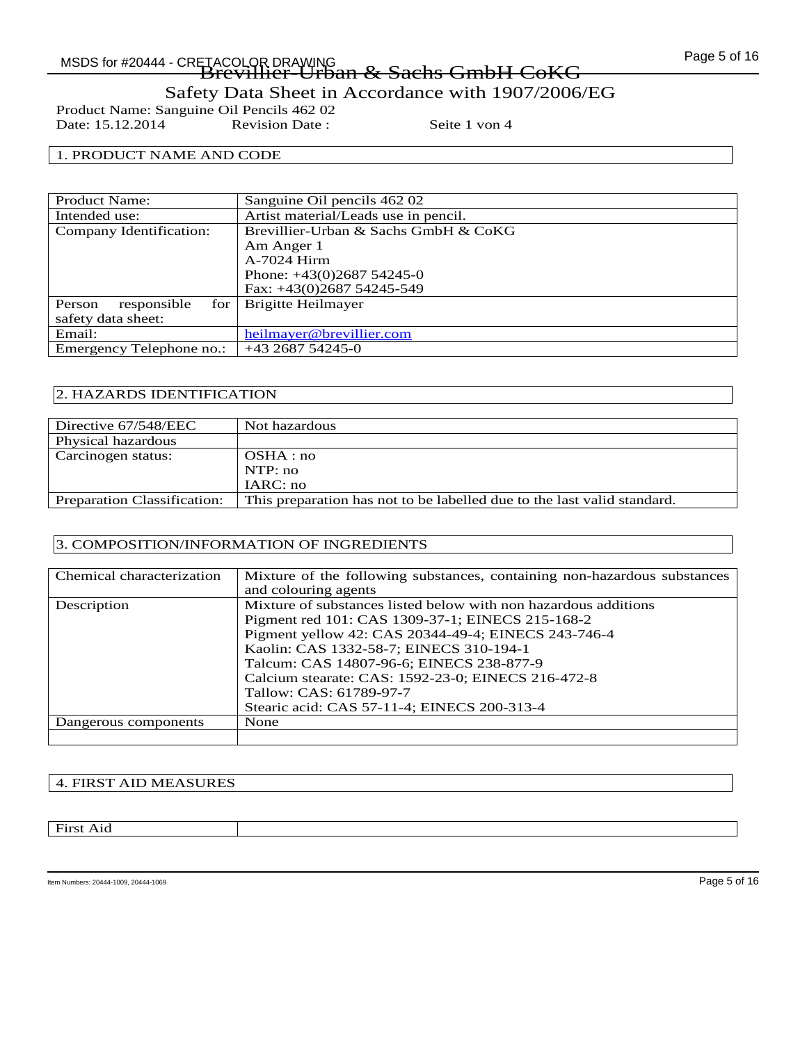# Brevillier-Urban & Sachs GmbH CoKG

Safety Data Sheet in Accordance with 1907/2006/EG

Product Name: Sanguine Oil Pencils 462 02
Date: 15.12.2014 Revision Date : Seite 1 von 4

## 1. PRODUCT NAME AND CODE

| | |
|---|---|
| Product Name: | Sanguine Oil pencils 462 02 |
| Intended use: | Artist material/Leads use in pencil. |
| Company Identification: | Brevillier-Urban & Sachs GmbH & CoKG<br>Am Anger 1<br>A-7024 Hirm<br>Phone: +43(0)2687 54245-0<br>Fax: +43(0)2687 54245-549 |
| Person responsible for safety data sheet: | Brigitte Heilmayer |
| Email: | heilmayer@brevillier.com |
| Emergency Telephone no.: | +43 2687 54245-0 |

## 2. HAZARDS IDENTIFICATION

| | |
|---|---|
| Directive 67/548/EEC | Not hazardous |
| Physical hazardous | |
| Carcinogen status: | OSHA : no<br>NTP: no<br>IARC: no |
| Preparation Classification: | This preparation has not to be labelled due to the last valid standard. |

## 3. COMPOSITION/INFORMATION OF INGREDIENTS

| | |
|---|---|
| Chemical characterization | Mixture of the following substances, containing non-hazardous substances and colouring agents |
| Description | Mixture of substances listed below with non hazardous additions<br>Pigment red 101: CAS 1309-37-1; EINECS 215-168-2<br>Pigment yellow 42: CAS 20344-49-4; EINECS 243-746-4<br>Kaolin: CAS 1332-58-7; EINECS 310-194-1<br>Talcum: CAS 14807-96-6; EINECS 238-877-9<br>Calcium stearate: CAS: 1592-23-0; EINECS 216-472-8<br>Tallow: CAS: 61789-97-7<br>Stearic acid: CAS 57-11-4; EINECS 200-313-4 |
| Dangerous components | None |
| | |

## 4. FIRST AID MEASURES

| | |
|---|---|
| First Aid | |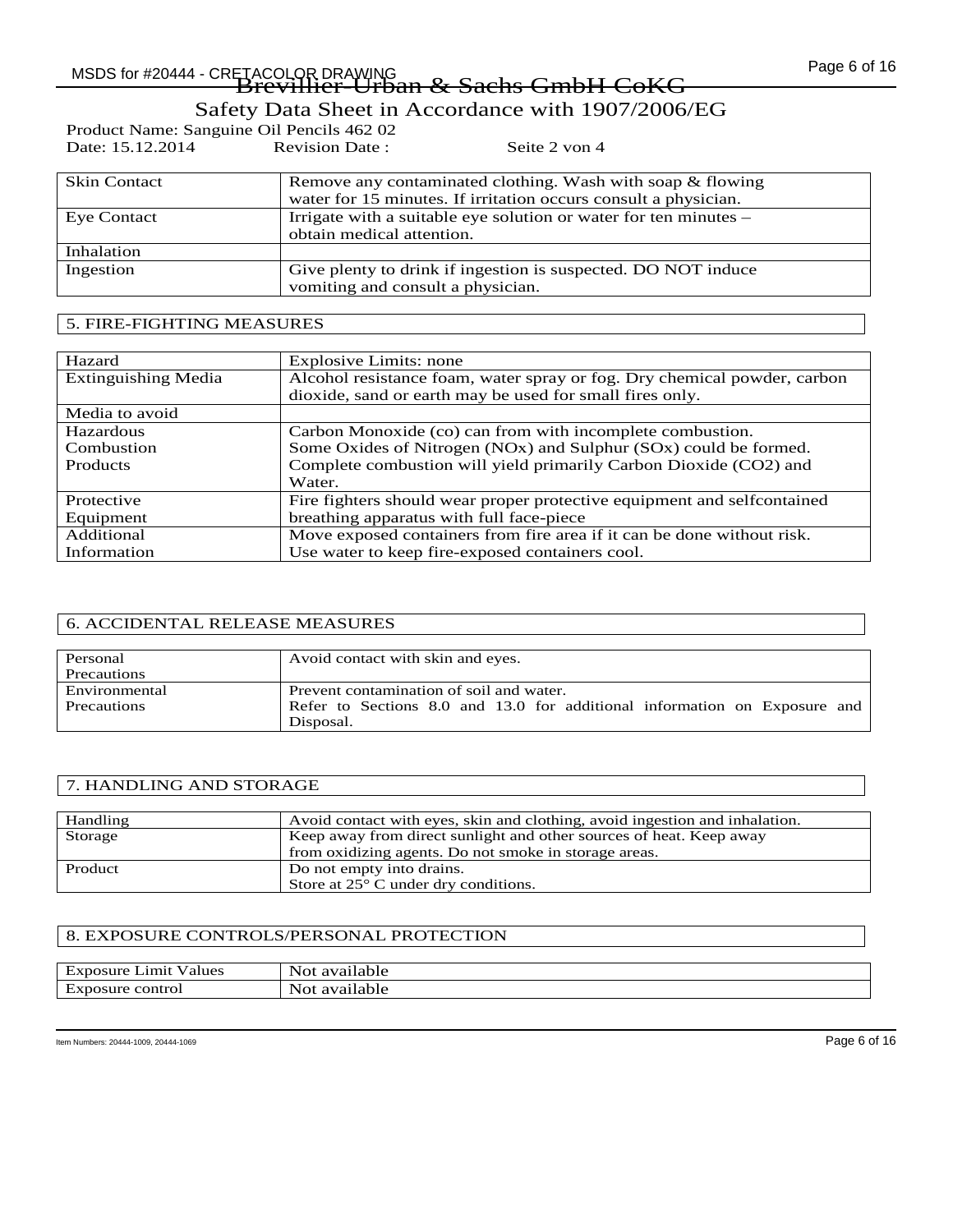# Brevillier-Urban & Sachs GmbH CoKG

## Safety Data Sheet in Accordance with 1907/2006/EG

Product Name: Sanguine Oil Pencils 462 02
Date: 15.12.2014 Revision Date : Seite 2 von 4

| | |
|---|---|
| Skin Contact | Remove any contaminated clothing. Wash with soap & flowing water for 15 minutes. If irritation occurs consult a physician. |
| Eye Contact | Irrigate with a suitable eye solution or water for ten minutes – obtain medical attention. |
| Inhalation | |
| Ingestion | Give plenty to drink if ingestion is suspected. DO NOT induce vomiting and consult a physician. |

## 5. FIRE-FIGHTING MEASURES

| | |
|---|---|
| Hazard | Explosive Limits: none |
| Extinguishing Media | Alcohol resistance foam, water spray or fog. Dry chemical powder, carbon dioxide, sand or earth may be used for small fires only. |
| Media to avoid | |
| Hazardous Combustion Products | Carbon Monoxide (co) can from with incomplete combustion. Some Oxides of Nitrogen (NOx) and Sulphur (SOx) could be formed. Complete combustion will yield primarily Carbon Dioxide (CO2) and Water. |
| Protective Equipment | Fire fighters should wear proper protective equipment and selfcontained breathing apparatus with full face-piece |
| Additional Information | Move exposed containers from fire area if it can be done without risk. Use water to keep fire-exposed containers cool. |

## 6. ACCIDENTAL RELEASE MEASURES

| | |
|---|---|
| Personal Precautions | Avoid contact with skin and eyes. |
| Environmental Precautions | Prevent contamination of soil and water. Refer to Sections 8.0 and 13.0 for additional information on Exposure and Disposal. |

## 7. HANDLING AND STORAGE

| | |
|---|---|
| Handling | Avoid contact with eyes, skin and clothing, avoid ingestion and inhalation. |
| Storage | Keep away from direct sunlight and other sources of heat. Keep away from oxidizing agents. Do not smoke in storage areas. |
| Product | Do not empty into drains. Store at 25° C under dry conditions. |

## 8. EXPOSURE CONTROLS/PERSONAL PROTECTION

| | |
|---|---|
| Exposure Limit Values | Not available |
| Exposure control | Not available |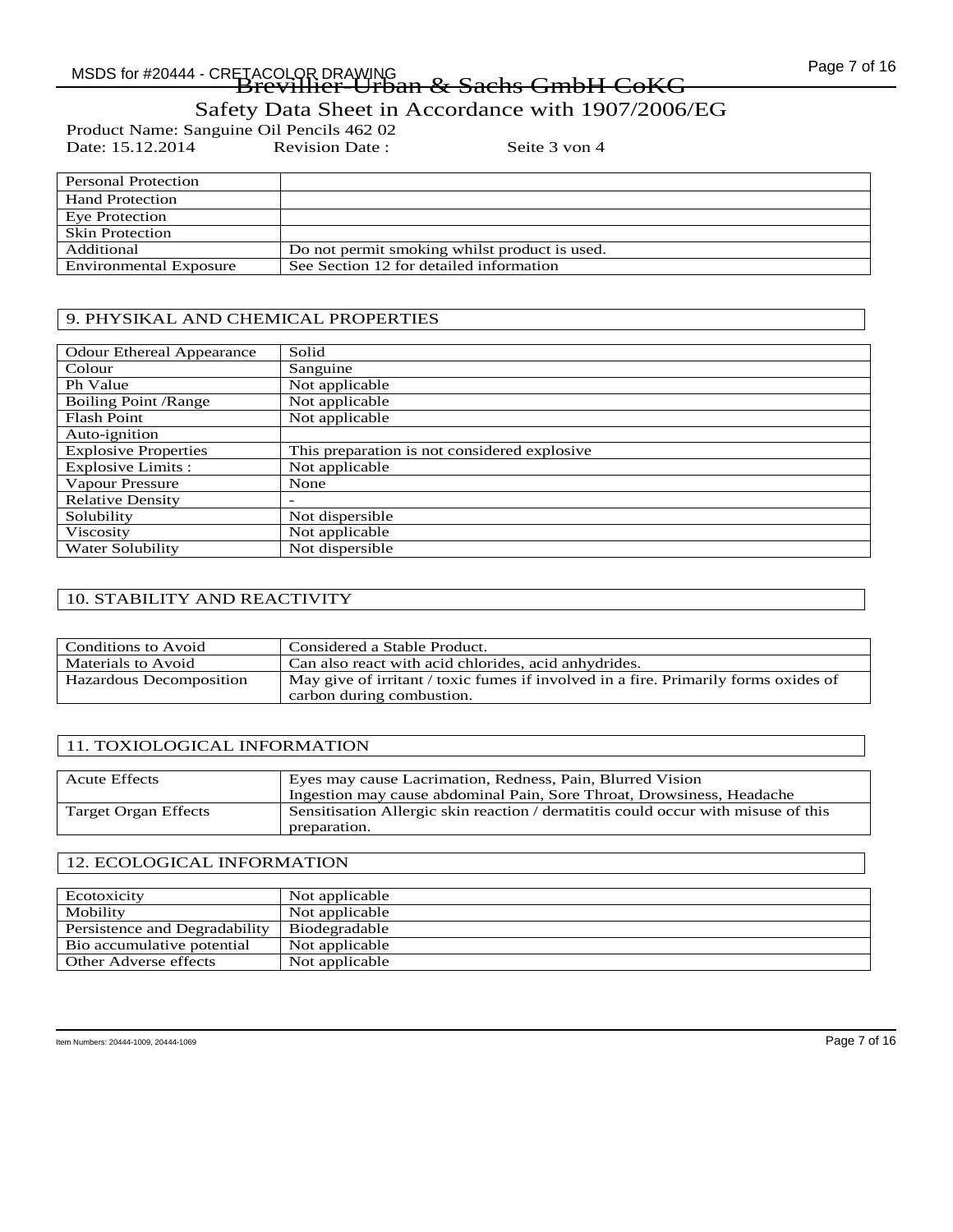Brevillier-Urban & Sachs GmbH CoKG

Safety Data Sheet in Accordance with 1907/2006/EG

Product Name: Sanguine Oil Pencils 462 02

Date: 15.12.2014 Revision Date : Seite 3 von 4

| Personal Protection | |
|---|---|
| Hand Protection | |
| Eye Protection | |
| Skin Protection | |
| Additional | Do not permit smoking whilst product is used. |
| Environmental Exposure | See Section 12 for detailed information |

## 9. PHYSIKAL AND CHEMICAL PROPERTIES

| Odour Ethereal Appearance | Solid |
|---|---|
| Colour | Sanguine |
| Ph Value | Not applicable |
| Boiling Point /Range | Not applicable |
| Flash Point | Not applicable |
| Auto-ignition | |
| Explosive Properties | This preparation is not considered explosive |
| Explosive Limits : | Not applicable |
| Vapour Pressure | None |
| Relative Density | - |
| Solubility | Not dispersible |
| Viscosity | Not applicable |
| Water Solubility | Not dispersible |

## 10. STABILITY AND REACTIVITY

| Conditions to Avoid | Considered a Stable Product. |
|---|---|
| Materials to Avoid | Can also react with acid chlorides, acid anhydrides. |
| Hazardous Decomposition | May give of irritant / toxic fumes if involved in a fire. Primarily forms oxides of carbon during combustion. |

## 11. TOXIOLOGICAL INFORMATION

| Acute Effects | Eyes may cause Lacrimation, Redness, Pain, Blurred Vision<br>Ingestion may cause abdominal Pain, Sore Throat, Drowsiness, Headache |
|---|---|
| Target Organ Effects | Sensitisation Allergic skin reaction / dermatitis could occur with misuse of this preparation. |

## 12. ECOLOGICAL INFORMATION

| Ecotoxicity | Not applicable |
|---|---|
| Mobility | Not applicable |
| Persistence and Degradability | Biodegradable |
| Bio accumulative potential | Not applicable |
| Other Adverse effects | Not applicable |

Item Numbers: 20444-1009, 20444-1069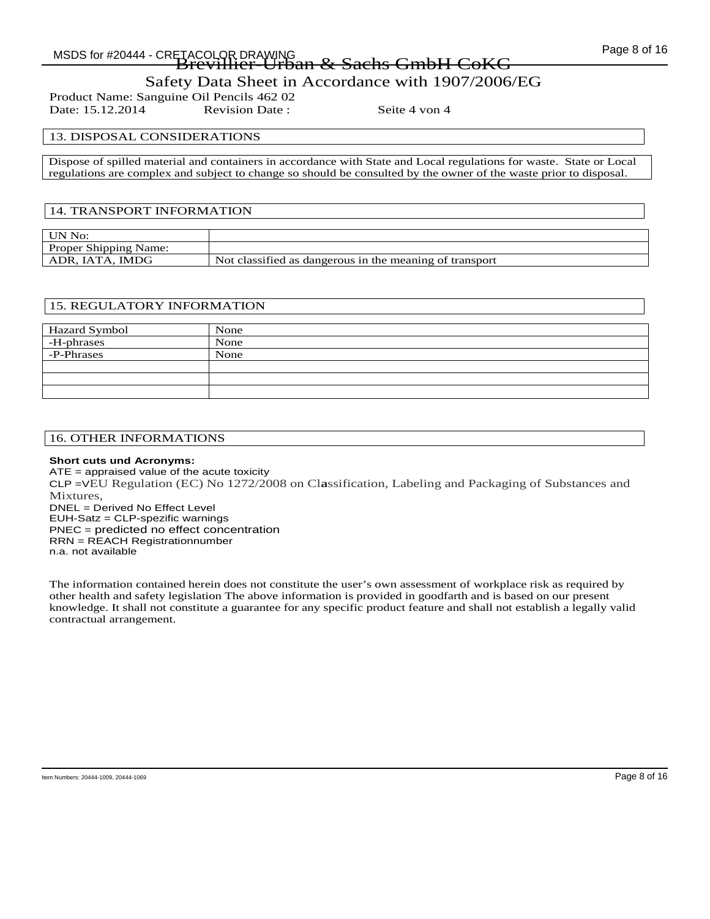Brevillier-Urban & Sachs GmbH CoKG

Safety Data Sheet in Accordance with 1907/2006/EG

Product Name: Sanguine Oil Pencils 462 02
Date: 15.12.2014 Revision Date : Seite 4 von 4

## 13. DISPOSAL CONSIDERATIONS

Dispose of spilled material and containers in accordance with State and Local regulations for waste. State or Local regulations are complex and subject to change so should be consulted by the owner of the waste prior to disposal.

## 14. TRANSPORT INFORMATION

| UN No: | |
|---|---|
| Proper Shipping Name: | |
| ADR, IATA, IMDG | Not classified as dangerous in the meaning of transport |

## 15. REGULATORY INFORMATION

| Hazard Symbol | None |
|---|---|
| -H-phrases | None |
| -P-Phrases | None |
| | |
| | |
| | |

## 16. OTHER INFORMATIONS

**Short cuts und Acronyms:**
ATE = appraised value of the acute toxicity
CLP =VEU Regulation (EC) No 1272/2008 on Classification, Labeling and Packaging of Substances and Mixtures,
DNEL = Derived No Effect Level
EUH-Satz = CLP-spezific warnings
PNEC = predicted no effect concentration
RRN = REACH Registrationnumber
n.a. not available

The information contained herein does not constitute the user's own assessment of workplace risk as required by other health and safety legislation The above information is provided in goodfarth and is based on our present knowledge. It shall not constitute a guarantee for any specific product feature and shall not establish a legally valid contractual arrangement.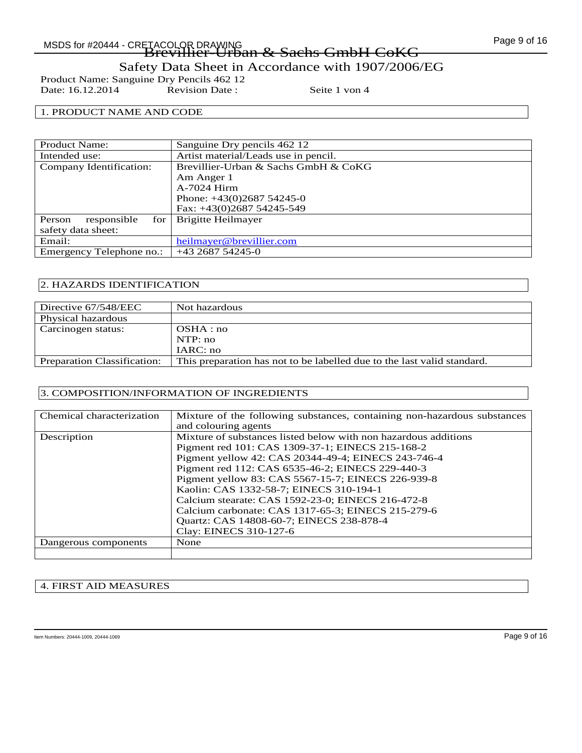# Brevillier-Urban & Sachs GmbH CoKG

Safety Data Sheet in Accordance with 1907/2006/EG

Product Name: Sanguine Dry Pencils 462 12
Date: 16.12.2014 Revision Date : Seite 1 von 4

## 1. PRODUCT NAME AND CODE

| | |
|---|---|
| Product Name: | Sanguine Dry pencils 462 12 |
| Intended use: | Artist material/Leads use in pencil. |
| Company Identification: | Brevillier-Urban & Sachs GmbH & CoKG<br>Am Anger 1<br>A-7024 Hirm<br>Phone: +43(0)2687 54245-0<br>Fax: +43(0)2687 54245-549 |
| Person responsible for safety data sheet: | Brigitte Heilmayer |
| Email: | heilmayer@brevillier.com |
| Emergency Telephone no.: | +43 2687 54245-0 |

## 2. HAZARDS IDENTIFICATION

| | |
|---|---|
| Directive 67/548/EEC | Not hazardous |
| Physical hazardous | |
| Carcinogen status: | OSHA : no<br>NTP: no<br>IARC: no |
| Preparation Classification: | This preparation has not to be labelled due to the last valid standard. |

## 3. COMPOSITION/INFORMATION OF INGREDIENTS

| | |
|---|---|
| Chemical characterization | Mixture of the following substances, containing non-hazardous substances and colouring agents |
| Description | Mixture of substances listed below with non hazardous additions<br>Pigment red 101: CAS 1309-37-1; EINECS 215-168-2<br>Pigment yellow 42: CAS 20344-49-4; EINECS 243-746-4<br>Pigment red 112: CAS 6535-46-2; EINECS 229-440-3<br>Pigment yellow 83: CAS 5567-15-7; EINECS 226-939-8<br>Kaolin: CAS 1332-58-7; EINECS 310-194-1<br>Calcium stearate: CAS 1592-23-0; EINECS 216-472-8<br>Calcium carbonate: CAS 1317-65-3; EINECS 215-279-6<br>Quartz: CAS 14808-60-7; EINECS 238-878-4<br>Clay: EINECS 310-127-6 |
| Dangerous components | None |
| | |

## 4. FIRST AID MEASURES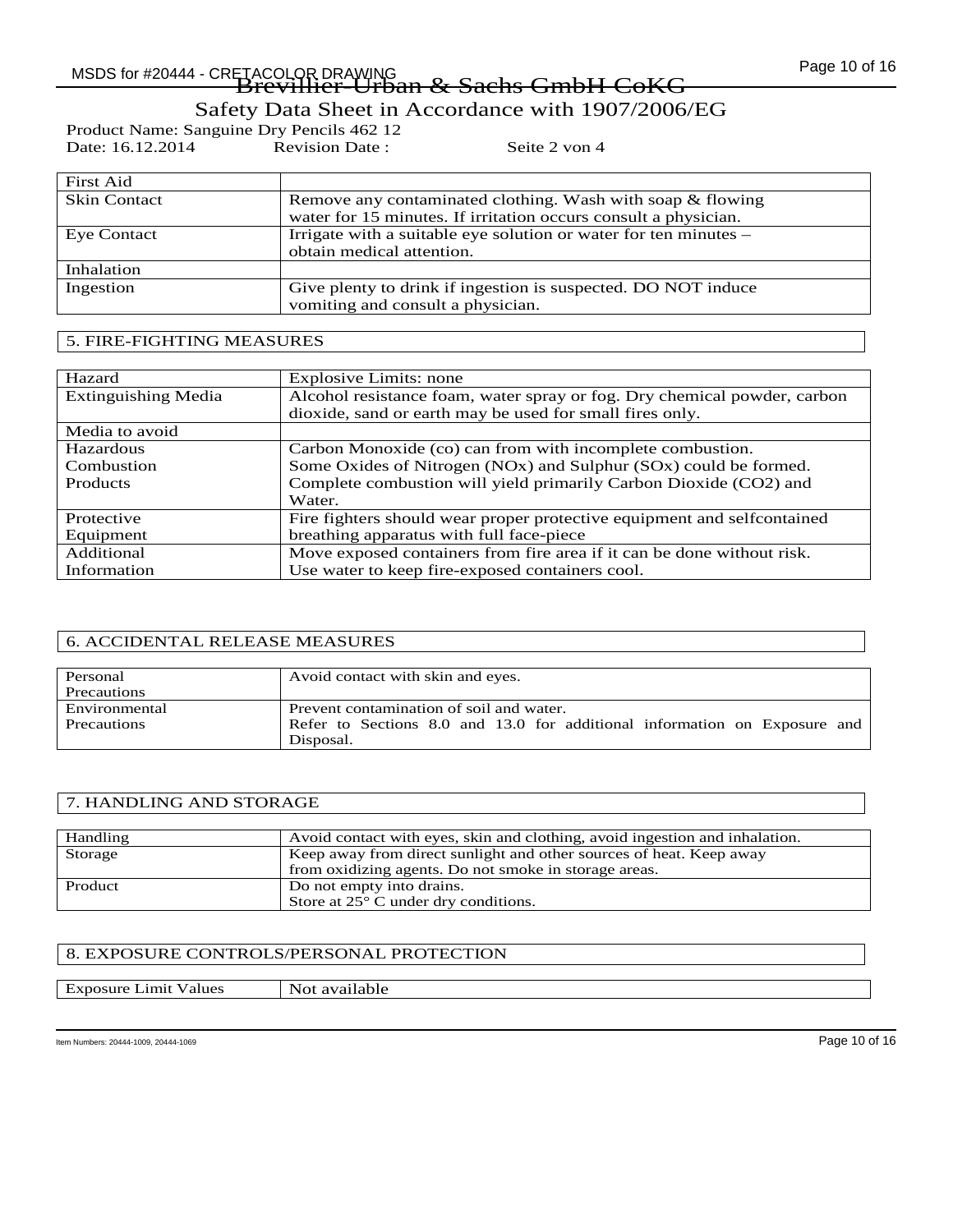Brevillier-Urban & Sachs GmbH CoKG

Safety Data Sheet in Accordance with 1907/2006/EG

Product Name: Sanguine Dry Pencils 462 12
Date: 16.12.2014 Revision Date : Seite 2 von 4

| First Aid | |
|---|---|
| Skin Contact | Remove any contaminated clothing. Wash with soap & flowing water for 15 minutes. If irritation occurs consult a physician. |
| Eye Contact | Irrigate with a suitable eye solution or water for ten minutes – obtain medical attention. |
| Inhalation | |
| Ingestion | Give plenty to drink if ingestion is suspected. DO NOT induce vomiting and consult a physician. |

## 5. FIRE-FIGHTING MEASURES

| Hazard | Explosive Limits: none |
|---|---|
| Extinguishing Media | Alcohol resistance foam, water spray or fog. Dry chemical powder, carbon dioxide, sand or earth may be used for small fires only. |
| Media to avoid | |
| Hazardous Combustion Products | Carbon Monoxide (co) can from with incomplete combustion. Some Oxides of Nitrogen (NOx) and Sulphur (SOx) could be formed. Complete combustion will yield primarily Carbon Dioxide ($CO_2$) and Water. |
| Protective Equipment | Fire fighters should wear proper protective equipment and selfcontained breathing apparatus with full face-piece |
| Additional Information | Move exposed containers from fire area if it can be done without risk. Use water to keep fire-exposed containers cool. |

## 6. ACCIDENTAL RELEASE MEASURES

| Personal Precautions | Avoid contact with skin and eyes. |
|---|---|
| Environmental Precautions | Prevent contamination of soil and water. Refer to Sections 8.0 and 13.0 for additional information on Exposure and Disposal. |

## 7. HANDLING AND STORAGE

| Handling | Avoid contact with eyes, skin and clothing, avoid ingestion and inhalation. |
|---|---|
| Storage | Keep away from direct sunlight and other sources of heat. Keep away from oxidizing agents. Do not smoke in storage areas. |
| Product | Do not empty into drains. Store at 25° C under dry conditions. |

## 8. EXPOSURE CONTROLS/PERSONAL PROTECTION

| Exposure Limit Values | Not available |
|---|---|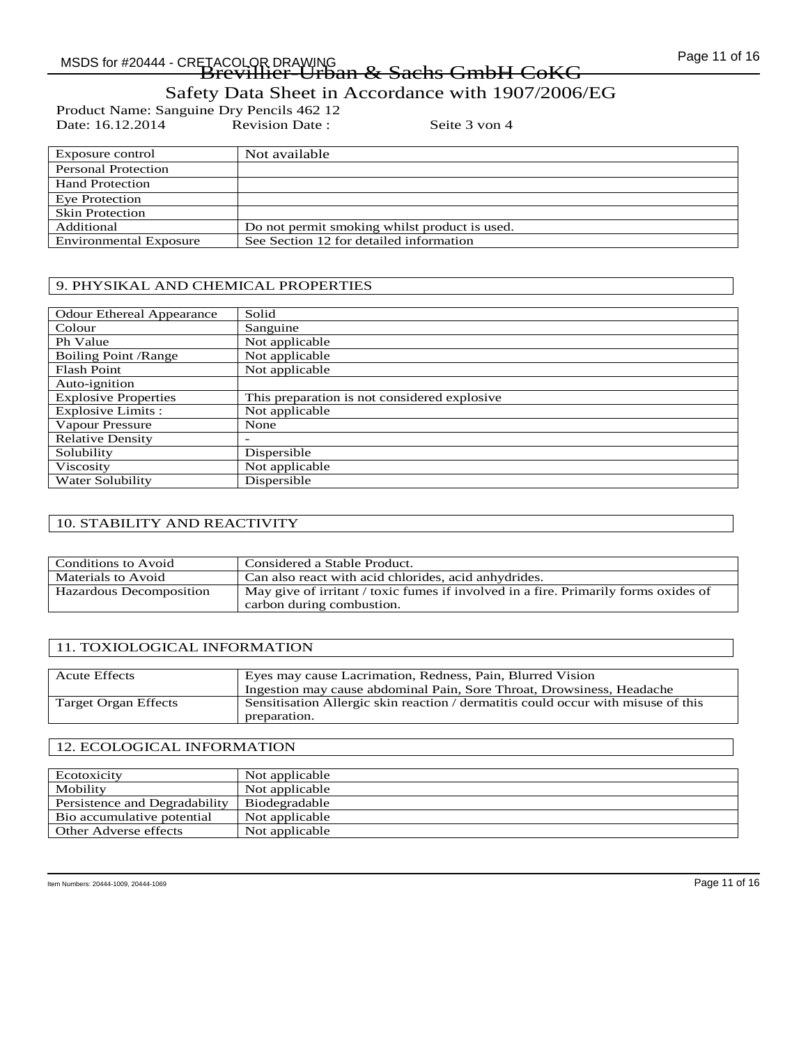Brevillier-Urban & Sachs GmbH CoKG

Safety Data Sheet in Accordance with 1907/2006/EG

Product Name: Sanguine Dry Pencils 462 12
Date: 16.12.2014 Revision Date : Seite 3 von 4

| Exposure control | Not available |
|---|---|
| Personal Protection | |
| Hand Protection | |
| Eye Protection | |
| Skin Protection | |
| Additional | Do not permit smoking whilst product is used. |
| Environmental Exposure | See Section 12 for detailed information |

## 9. PHYSIKAL AND CHEMICAL PROPERTIES

| Odour Ethereal Appearance | Solid |
|---|---|
| Colour | Sanguine |
| Ph Value | Not applicable |
| Boiling Point /Range | Not applicable |
| Flash Point | Not applicable |
| Auto-ignition | |
| Explosive Properties | This preparation is not considered explosive |
| Explosive Limits : | Not applicable |
| Vapour Pressure | None |
| Relative Density | - |
| Solubility | Dispersible |
| Viscosity | Not applicable |
| Water Solubility | Dispersible |

## 10. STABILITY AND REACTIVITY

| Conditions to Avoid | Considered a Stable Product. |
|---|---|
| Materials to Avoid | Can also react with acid chlorides, acid anhydrides. |
| Hazardous Decomposition | May give of irritant / toxic fumes if involved in a fire. Primarily forms oxides of carbon during combustion. |

## 11. TOXIOLOGICAL INFORMATION

| Acute Effects | Eyes may cause Lacrimation, Redness, Pain, Blurred Vision<br>Ingestion may cause abdominal Pain, Sore Throat, Drowsiness, Headache |
|---|---|
| Target Organ Effects | Sensitisation Allergic skin reaction / dermatitis could occur with misuse of this preparation. |

## 12. ECOLOGICAL INFORMATION

| Ecotoxicity | Not applicable |
|---|---|
| Mobility | Not applicable |
| Persistence and Degradability | Biodegradable |
| Bio accumulative potential | Not applicable |
| Other Adverse effects | Not applicable |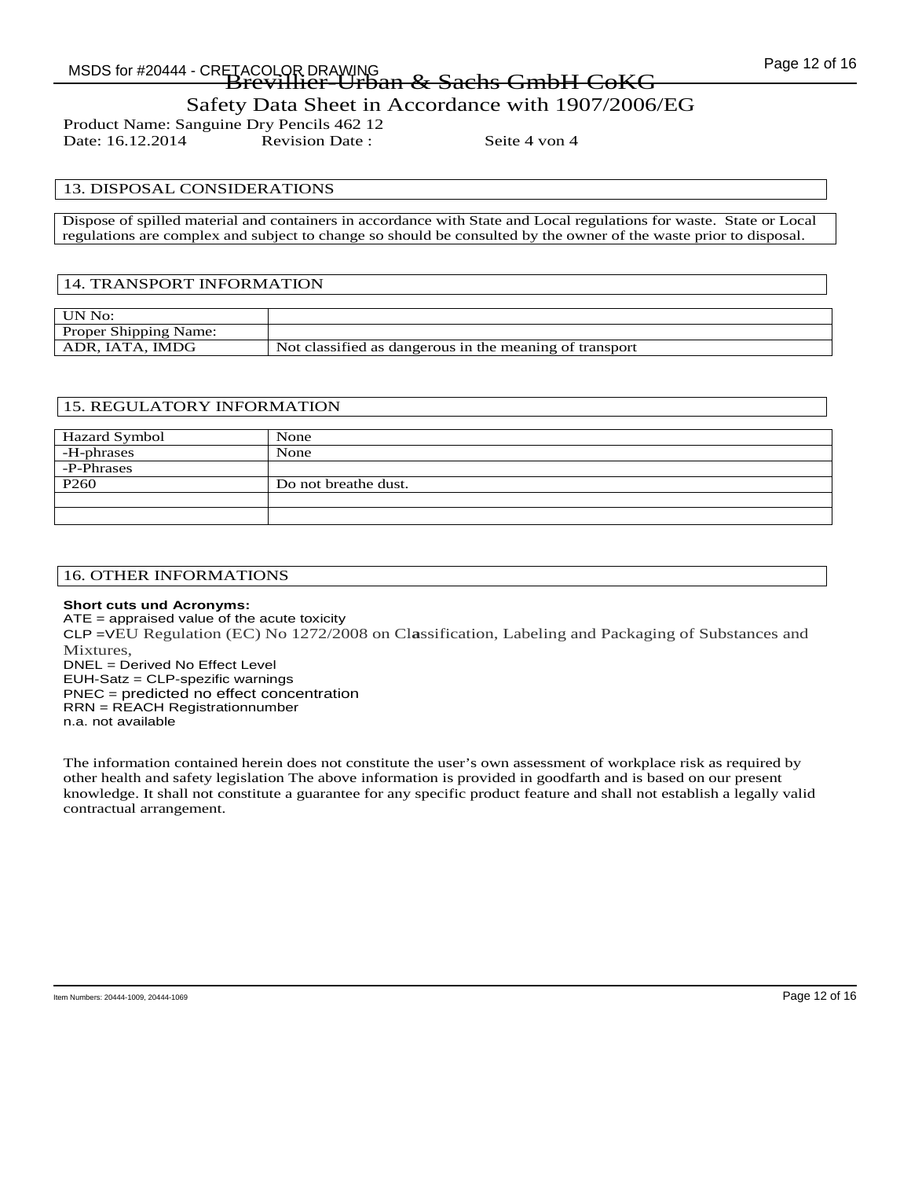Brevillier-Urban & Sachs GmbH CoKG

Safety Data Sheet in Accordance with 1907/2006/EG

Product Name: Sanguine Dry Pencils 462 12
Date: 16.12.2014 Revision Date : Seite 4 von 4

## 13. DISPOSAL CONSIDERATIONS

Dispose of spilled material and containers in accordance with State and Local regulations for waste. State or Local regulations are complex and subject to change so should be consulted by the owner of the waste prior to disposal.

## 14. TRANSPORT INFORMATION

| UN No: | |
|---|---|
| Proper Shipping Name: | |
| ADR, IATA, IMDG | Not classified as dangerous in the meaning of transport |

## 15. REGULATORY INFORMATION

| Hazard Symbol | None |
|---|---|
| -H-phrases | None |
| -P-Phrases | |
| P260 | Do not breathe dust. |
| | |
| | |

## 16. OTHER INFORMATIONS

**Short cuts und Acronyms:**

ATE = appraised value of the acute toxicity
CLP =VEU Regulation (EC) No 1272/2008 on Classification, Labeling and Packaging of Substances and Mixtures,
DNEL = Derived No Effect Level
EUH-Satz = CLP-spezific warnings
PNEC = predicted no effect concentration
RRN = REACH Registrationnumber
n.a. not available

The information contained herein does not constitute the user's own assessment of workplace risk as required by other health and safety legislation The above information is provided in goodfarth and is based on our present knowledge. It shall not constitute a guarantee for any specific product feature and shall not establish a legally valid contractual arrangement.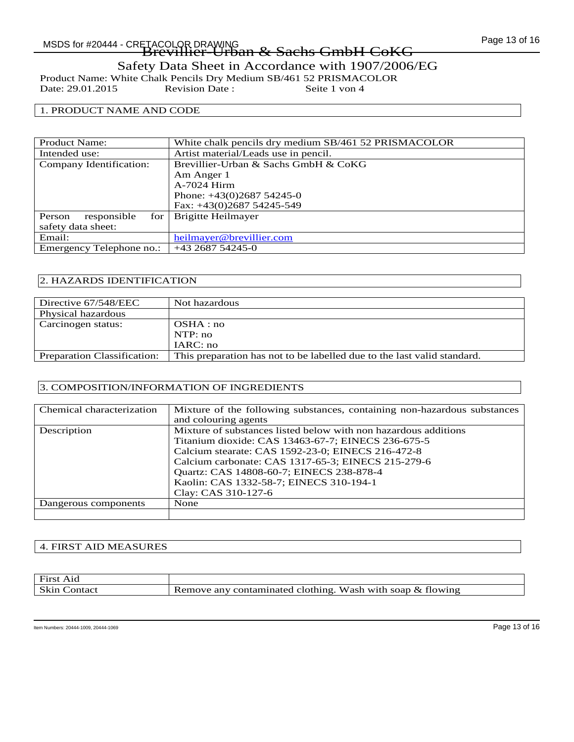Brevillier-Urban & Sachs GmbH CoKG

Safety Data Sheet in Accordance with 1907/2006/EG

Product Name: White Chalk Pencils Dry Medium SB/461 52 PRISMACOLOR

Date: 29.01.2015 Revision Date : Seite 1 von 4

## 1. PRODUCT NAME AND CODE

| Product Name: | White chalk pencils dry medium SB/461 52 PRISMACOLOR |
|---|---|
| Intended use: | Artist material/Leads use in pencil. |
| Company Identification: | Brevillier-Urban & Sachs GmbH & CoKG<br>Am Anger 1<br>A-7024 Hirm<br>Phone: +43(0)2687 54245-0<br>Fax: +43(0)2687 54245-549 |
| Person responsible for safety data sheet: | Brigitte Heilmayer |
| Email: | heilmayer@brevillier.com |
| Emergency Telephone no.: | +43 2687 54245-0 |

## 2. HAZARDS IDENTIFICATION

| Directive 67/548/EEC | Not hazardous |
|---|---|
| Physical hazardous | |
| Carcinogen status: | OSHA : no<br>NTP: no<br>IARC: no |
| Preparation Classification: | This preparation has not to be labelled due to the last valid standard. |

## 3. COMPOSITION/INFORMATION OF INGREDIENTS

| Chemical characterization | Mixture of the following substances, containing non-hazardous substances and colouring agents |
|---|---|
| Description | Mixture of substances listed below with non hazardous additions<br>Titanium dioxide: CAS 13463-67-7; EINECS 236-675-5<br>Calcium stearate: CAS 1592-23-0; EINECS 216-472-8<br>Calcium carbonate: CAS 1317-65-3; EINECS 215-279-6<br>Quartz: CAS 14808-60-7; EINECS 238-878-4<br>Kaolin: CAS 1332-58-7; EINECS 310-194-1<br>Clay: CAS 310-127-6 |
| Dangerous components | None |
| | |

## 4. FIRST AID MEASURES

| First Aid | |
|---|---|
| Skin Contact | Remove any contaminated clothing. Wash with soap & flowing |

Item Numbers: 20444-1009, 20444-1069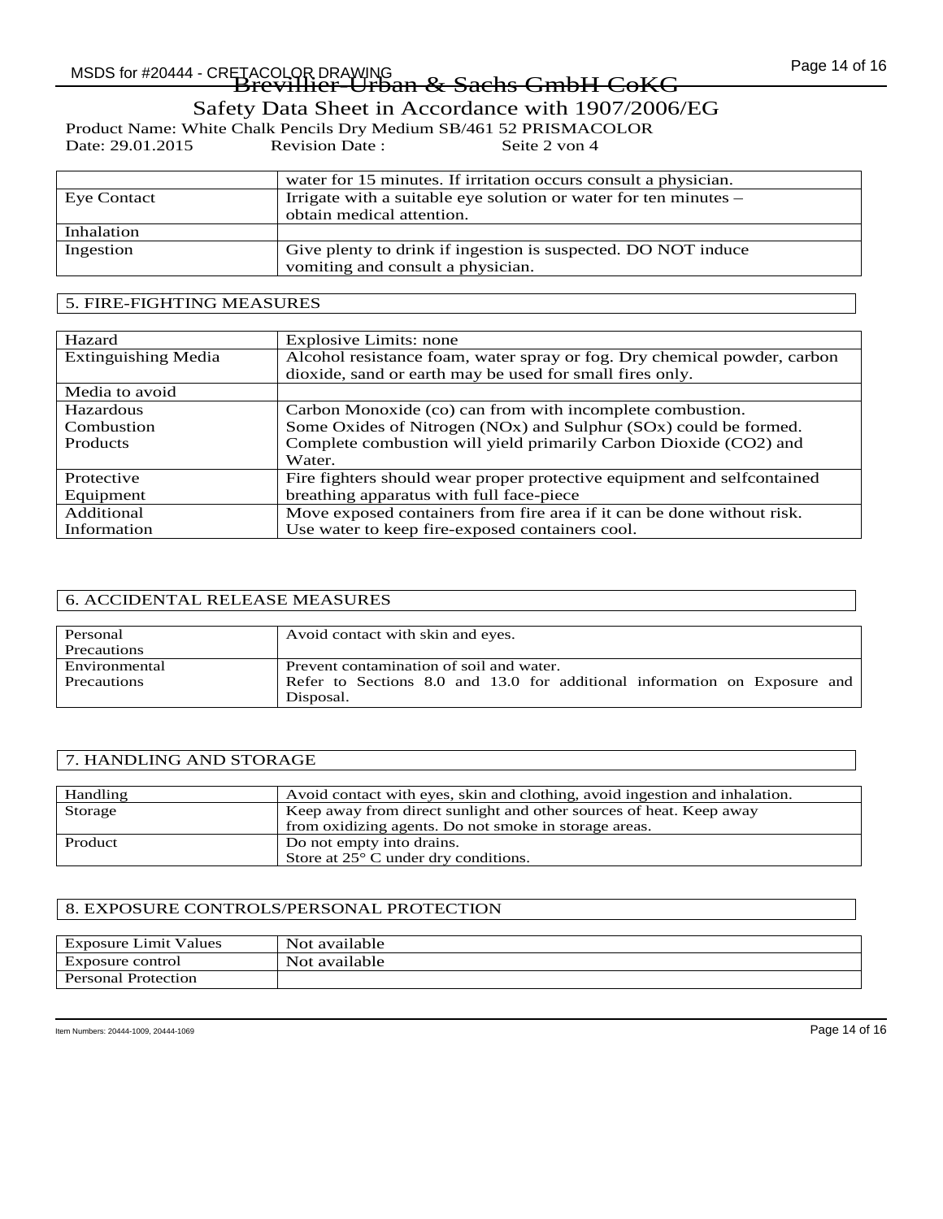Brevillier-Urban & Sachs GmbH CoKG

Safety Data Sheet in Accordance with 1907/2006/EG

Product Name: White Chalk Pencils Dry Medium SB/461 52 PRISMACOLOR
Date: 29.01.2015 Revision Date : Seite 2 von 4

| | |
|---|---|
| | water for 15 minutes. If irritation occurs consult a physician. |
| Eye Contact | Irrigate with a suitable eye solution or water for ten minutes – obtain medical attention. |
| Inhalation | |
| Ingestion | Give plenty to drink if ingestion is suspected. DO NOT induce vomiting and consult a physician. |

## 5. FIRE-FIGHTING MEASURES

| | |
|---|---|
| Hazard | Explosive Limits: none |
| Extinguishing Media | Alcohol resistance foam, water spray or fog. Dry chemical powder, carbon dioxide, sand or earth may be used for small fires only. |
| Media to avoid | |
| Hazardous Combustion Products | Carbon Monoxide (co) can from with incomplete combustion. Some Oxides of Nitrogen (NOx) and Sulphur (SOx) could be formed. Complete combustion will yield primarily Carbon Dioxide (CO2) and Water. |
| Protective Equipment | Fire fighters should wear proper protective equipment and selfcontained breathing apparatus with full face-piece |
| Additional Information | Move exposed containers from fire area if it can be done without risk. Use water to keep fire-exposed containers cool. |

## 6. ACCIDENTAL RELEASE MEASURES

| | |
|---|---|
| Personal Precautions | Avoid contact with skin and eyes. |
| Environmental Precautions | Prevent contamination of soil and water. Refer to Sections 8.0 and 13.0 for additional information on Exposure and Disposal. |

## 7. HANDLING AND STORAGE

| | |
|---|---|
| Handling | Avoid contact with eyes, skin and clothing, avoid ingestion and inhalation. |
| Storage | Keep away from direct sunlight and other sources of heat. Keep away from oxidizing agents. Do not smoke in storage areas. |
| Product | Do not empty into drains. Store at 25° C under dry conditions. |

## 8. EXPOSURE CONTROLS/PERSONAL PROTECTION

| | |
|---|---|
| Exposure Limit Values | Not available |
| Exposure control | Not available |
| Personal Protection | |

Item Numbers: 20444-1009, 20444-1069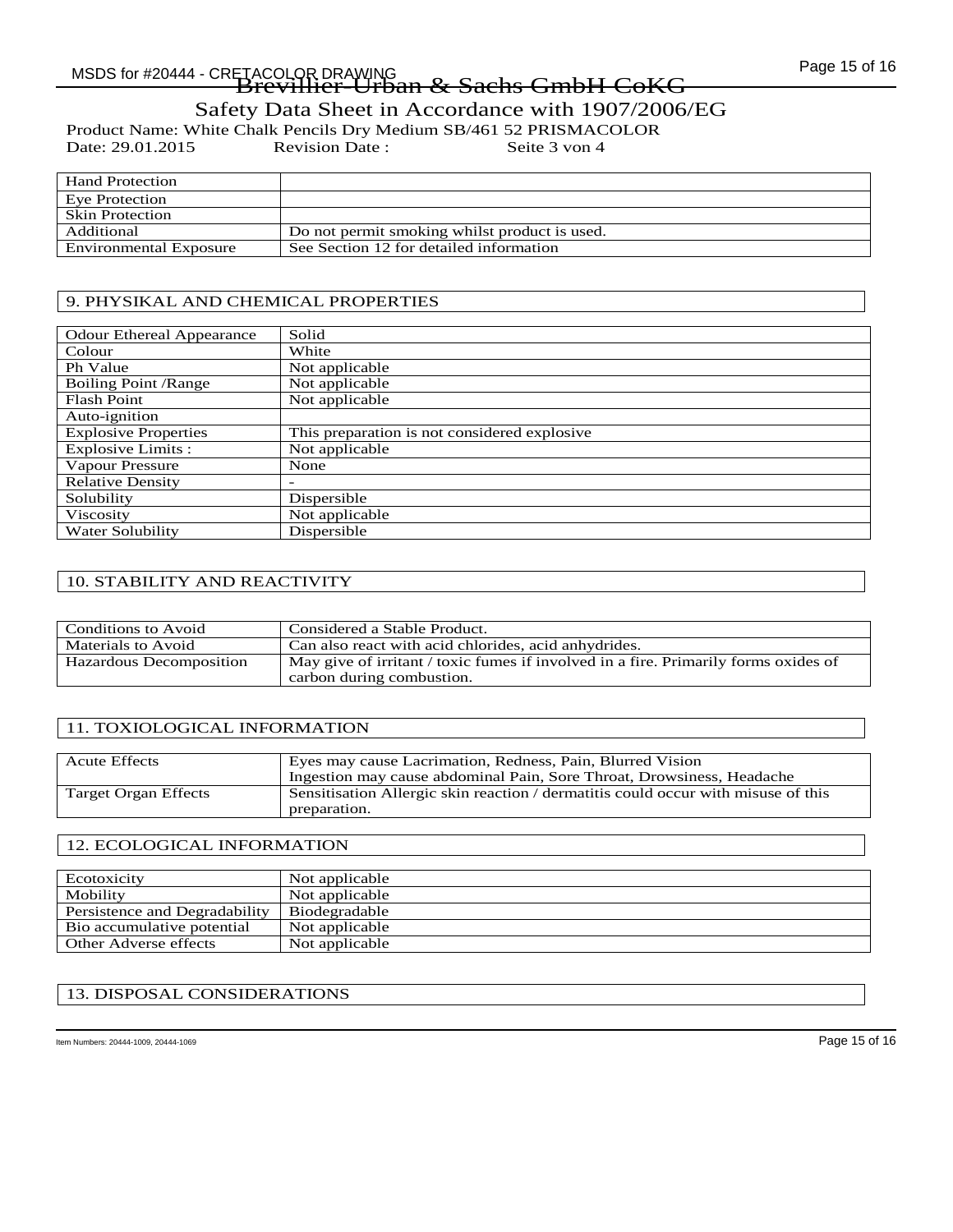Brevillier-Urban & Sachs GmbH CoKG

Safety Data Sheet in Accordance with 1907/2006/EG

Product Name: White Chalk Pencils Dry Medium SB/461 52 PRISMACOLOR

Date: 29.01.2015 Revision Date : Seite 3 von 4

| Hand Protection | |
|---|---|
| Eye Protection | |
| Skin Protection | |
| Additional | Do not permit smoking whilst product is used. |
| Environmental Exposure | See Section 12 for detailed information |

## 9. PHYSIKAL AND CHEMICAL PROPERTIES

| Odour Ethereal Appearance | Solid |
|---|---|
| Colour | White |
| Ph Value | Not applicable |
| Boiling Point /Range | Not applicable |
| Flash Point | Not applicable |
| Auto-ignition | |
| Explosive Properties | This preparation is not considered explosive |
| Explosive Limits : | Not applicable |
| Vapour Pressure | None |
| Relative Density | - |
| Solubility | Dispersible |
| Viscosity | Not applicable |
| Water Solubility | Dispersible |

## 10. STABILITY AND REACTIVITY

| Conditions to Avoid | Considered a Stable Product. |
|---|---|
| Materials to Avoid | Can also react with acid chlorides, acid anhydrides. |
| Hazardous Decomposition | May give of irritant / toxic fumes if involved in a fire. Primarily forms oxides of carbon during combustion. |

## 11. TOXIOLOGICAL INFORMATION

| Acute Effects | Eyes may cause Lacrimation, Redness, Pain, Blurred Vision<br>Ingestion may cause abdominal Pain, Sore Throat, Drowsiness, Headache |
|---|---|
| Target Organ Effects | Sensitisation Allergic skin reaction / dermatitis could occur with misuse of this preparation. |

## 12. ECOLOGICAL INFORMATION

| Ecotoxicity | Not applicable |
|---|---|
| Mobility | Not applicable |
| Persistence and Degradability | Biodegradable |
| Bio accumulative potential | Not applicable |
| Other Adverse effects | Not applicable |

## 13. DISPOSAL CONSIDERATIONS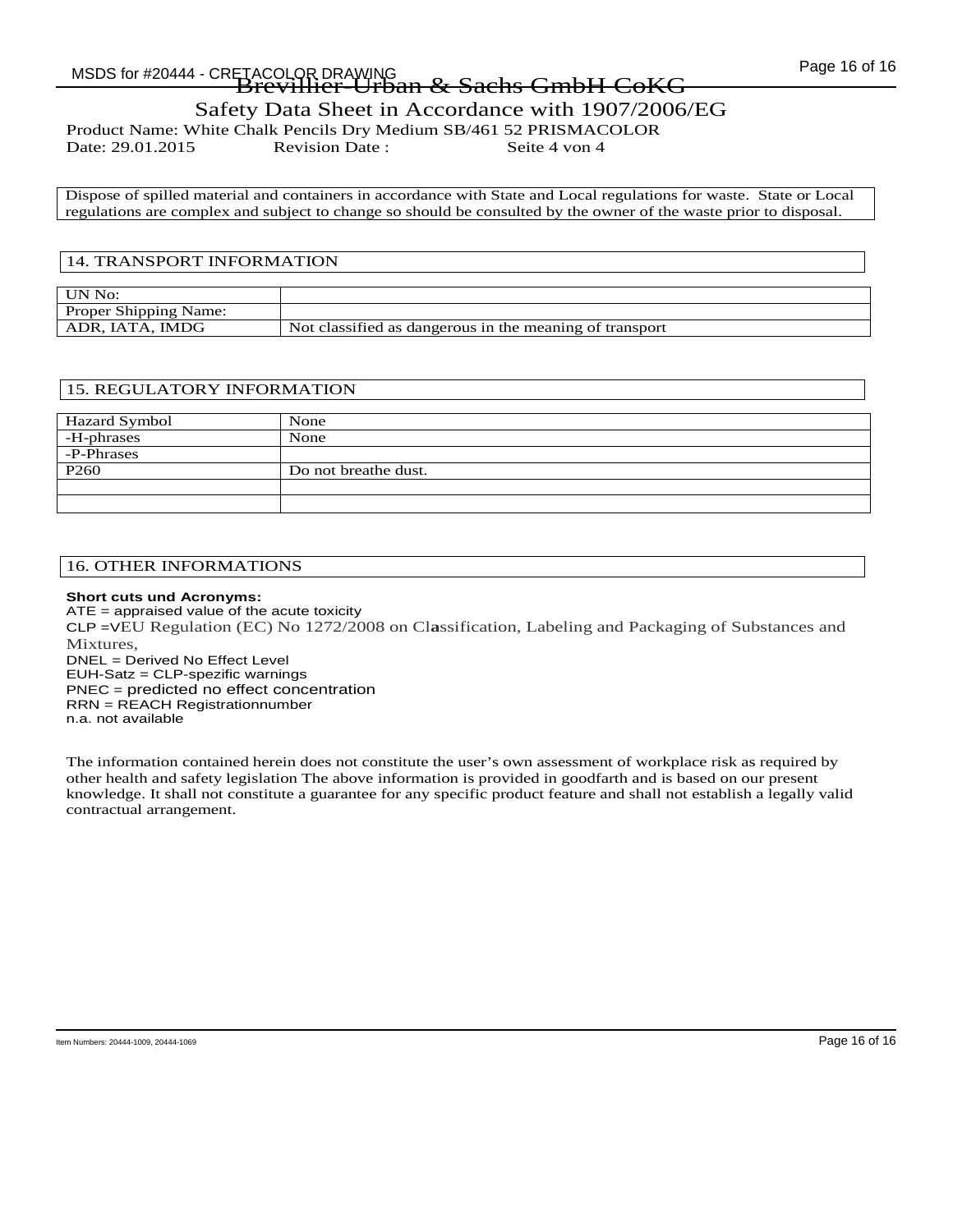Dispose of spilled material and containers in accordance with State and Local regulations for waste. State or Local regulations are complex and subject to change so should be consulted by the owner of the waste prior to disposal.

## 14. TRANSPORT INFORMATION

| | |
|---|---|
| UN No: | |
| Proper Shipping Name: | |
| ADR, IATA, IMDG | Not classified as dangerous in the meaning of transport |

## 15. REGULATORY INFORMATION

| | |
|---|---|
| Hazard Symbol | None |
| -H-phrases | None |
| -P-Phrases | |
| P260 | Do not breathe dust. |
| | |
| | |

## 16. OTHER INFORMATIONS

**Short cuts und Acronyms:**

ATE = appraised value of the acute toxicity
CLP =VEU Regulation (EC) No 1272/2008 on Classification, Labeling and Packaging of Substances and Mixtures,
DNEL = Derived No Effect Level
EUH-Satz = CLP-spezific warnings
PNEC = predicted no effect concentration
RRN = REACH Registrationnumber
n.a. not available

The information contained herein does not constitute the user's own assessment of workplace risk as required by other health and safety legislation The above information is provided in goodfarth and is based on our present knowledge. It shall not constitute a guarantee for any specific product feature and shall not establish a legally valid contractual arrangement.